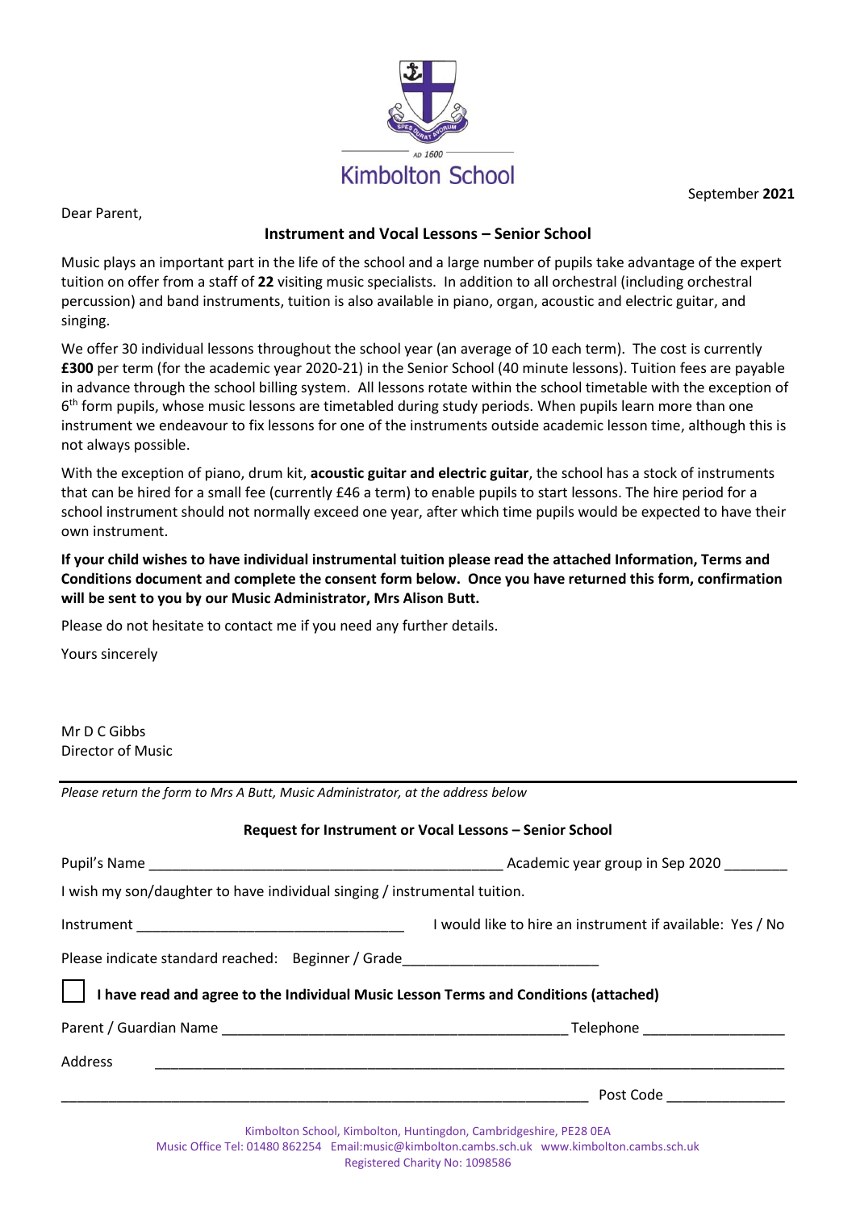Kimbolton School

AD 1600

September **2021**

Dear Parent,

## Instrument and Vocal Lessons – Senior School

Music plays an important part in the life of the school and a large number of pupils take advantage of the expert tuition on offer from a staff of **22** visiting music specialists. In addition to all orchestral (including orchestral percussion) and band instruments, tuition is also available in piano, organ, acoustic and electric guitar, and singing.

We offer 30 individual lessons throughout the school year (an average of 10 each term). The cost is currently **£300** per term (for the academic year 2020-21) in the Senior School (40 minute lessons). Tuition fees are payable in advance through the school billing system. All lessons rotate within the school timetable with the exception of 6th form pupils, whose music lessons are timetabled during study periods. When pupils learn more than one instrument we endeavour to fix lessons for one of the instruments outside academic lesson time, although this is not always possible.

With the exception of piano, drum kit, **acoustic guitar and electric guitar**, the school has a stock of instruments that can be hired for a small fee (currently £46 a term) to enable pupils to start lessons. The hire period for a school instrument should not normally exceed one year, after which time pupils would be expected to have their own instrument.

**If your child wishes to have individual instrumental tuition please read the attached Information, Terms and Conditions document and complete the consent form below. Once you have returned this form, confirmation will be sent to you by our Music Administrator, Mrs Alison Butt.**

Please do not hesitate to contact me if you need any further details.

Yours sincerely

Mr D C Gibbs
Director of Music

---

*Please return the form to Mrs A Butt, Music Administrator, at the address below*

### Request for Instrument or Vocal Lessons – Senior School

Pupil's Name ____________________________________________ Academic year group in Sep 2020 ________

I wish my son/daughter to have individual singing / instrumental tuition.

Instrument _________________________________ I would like to hire an instrument if available: Yes / No

Please indicate standard reached: Beginner / Grade________________________

☐ **I have read and agree to the Individual Music Lesson Terms and Conditions (attached)**

Parent / Guardian Name ___________________________________________ Telephone _________________

Address ______________________________________________________________________________

____________________________________________________________________ Post Code _______________

Kimbolton School, Kimbolton, Huntingdon, Cambridgeshire, PE28 0EA
Music Office Tel: 01480 862254 Email:music@kimbolton.cambs.sch.uk www.kimbolton.cambs.sch.uk
Registered Charity No: 1098586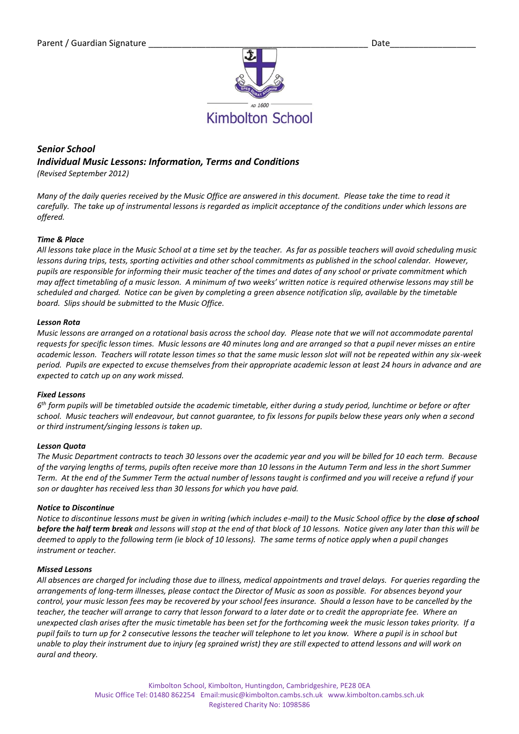Parent / Guardian Signature _____________________________________________ Date_________________

Kimbolton School

## *Senior School*

## *Individual Music Lessons: Information, Terms and Conditions*

*(Revised September 2012)*

*Many of the daily queries received by the Music Office are answered in this document. Please take the time to read it carefully. The take up of instrumental lessons is regarded as implicit acceptance of the conditions under which lessons are offered.*

### *Time & Place*

*All lessons take place in the Music School at a time set by the teacher. As far as possible teachers will avoid scheduling music lessons during trips, tests, sporting activities and other school commitments as published in the school calendar. However, pupils are responsible for informing their music teacher of the times and dates of any school or private commitment which may affect timetabling of a music lesson. A minimum of two weeks' written notice is required otherwise lessons may still be scheduled and charged. Notice can be given by completing a green absence notification slip, available by the timetable board. Slips should be submitted to the Music Office.*

### *Lesson Rota*

*Music lessons are arranged on a rotational basis across the school day. Please note that we will not accommodate parental requests for specific lesson times. Music lessons are 40 minutes long and are arranged so that a pupil never misses an entire academic lesson. Teachers will rotate lesson times so that the same music lesson slot will not be repeated within any six-week period. Pupils are expected to excuse themselves from their appropriate academic lesson at least 24 hours in advance and are expected to catch up on any work missed.*

### *Fixed Lessons*

*6th form pupils will be timetabled outside the academic timetable, either during a study period, lunchtime or before or after school. Music teachers will endeavour, but cannot guarantee, to fix lessons for pupils below these years only when a second or third instrument/singing lessons is taken up.*

### *Lesson Quota*

*The Music Department contracts to teach 30 lessons over the academic year and you will be billed for 10 each term. Because of the varying lengths of terms, pupils often receive more than 10 lessons in the Autumn Term and less in the short Summer Term. At the end of the Summer Term the actual number of lessons taught is confirmed and you will receive a refund if your son or daughter has received less than 30 lessons for which you have paid.*

### *Notice to Discontinue*

*Notice to discontinue lessons must be given in writing (which includes e-mail) to the Music School office by the **close of school before the half term break** and lessons will stop at the end of that block of 10 lessons. Notice given any later than this will be deemed to apply to the following term (ie block of 10 lessons). The same terms of notice apply when a pupil changes instrument or teacher.*

### *Missed Lessons*

*All absences are charged for including those due to illness, medical appointments and travel delays. For queries regarding the arrangements of long-term illnesses, please contact the Director of Music as soon as possible. For absences beyond your control, your music lesson fees may be recovered by your school fees insurance. Should a lesson have to be cancelled by the teacher, the teacher will arrange to carry that lesson forward to a later date or to credit the appropriate fee. Where an unexpected clash arises after the music timetable has been set for the forthcoming week the music lesson takes priority. If a pupil fails to turn up for 2 consecutive lessons the teacher will telephone to let you know. Where a pupil is in school but unable to play their instrument due to injury (eg sprained wrist) they are still expected to attend lessons and will work on aural and theory.*

Kimbolton School, Kimbolton, Huntingdon, Cambridgeshire, PE28 0EA
Music Office Tel: 01480 862254 Email:music@kimbolton.cambs.sch.uk www.kimbolton.cambs.sch.uk
Registered Charity No: 1098586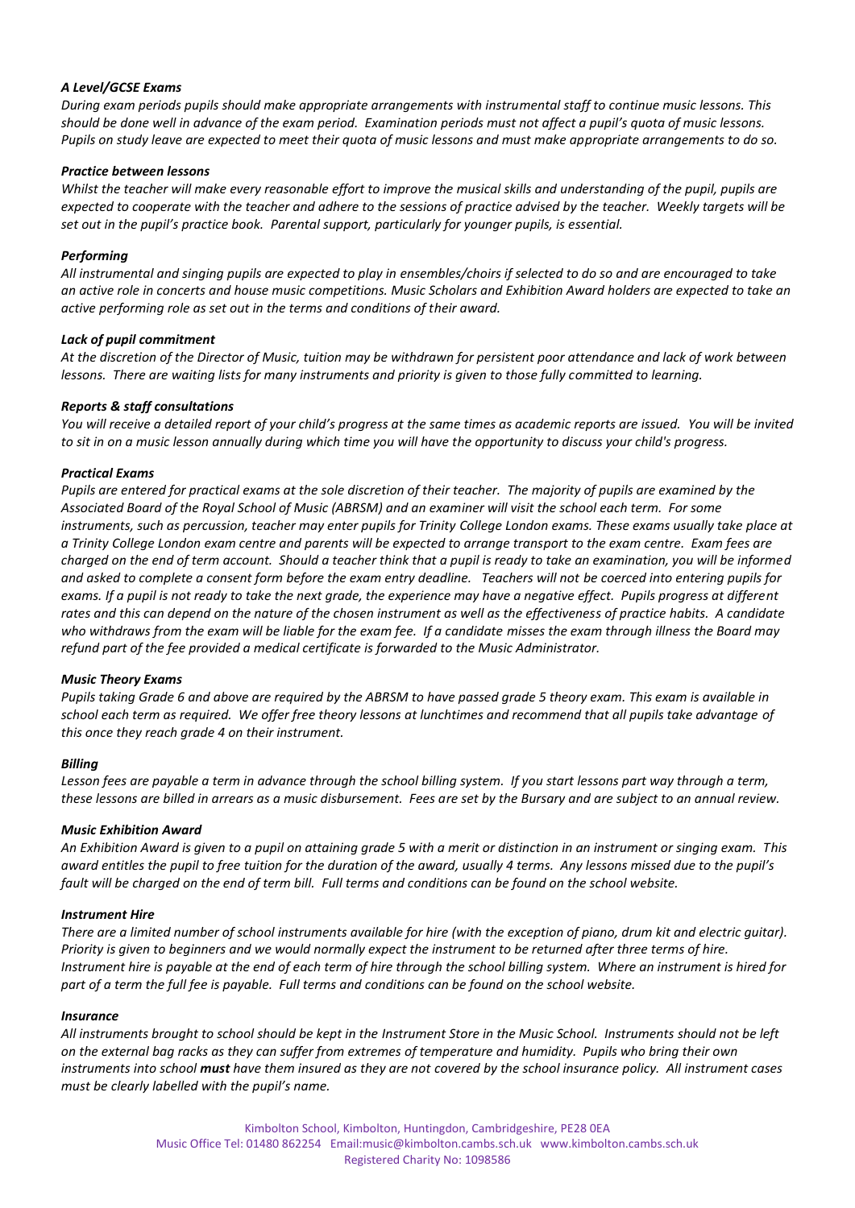***A Level/GCSE Exams***

*During exam periods pupils should make appropriate arrangements with instrumental staff to continue music lessons. This should be done well in advance of the exam period. Examination periods must not affect a pupil's quota of music lessons. Pupils on study leave are expected to meet their quota of music lessons and must make appropriate arrangements to do so.*

***Practice between lessons***

*Whilst the teacher will make every reasonable effort to improve the musical skills and understanding of the pupil, pupils are expected to cooperate with the teacher and adhere to the sessions of practice advised by the teacher. Weekly targets will be set out in the pupil's practice book. Parental support, particularly for younger pupils, is essential.*

***Performing***

*All instrumental and singing pupils are expected to play in ensembles/choirs if selected to do so and are encouraged to take an active role in concerts and house music competitions. Music Scholars and Exhibition Award holders are expected to take an active performing role as set out in the terms and conditions of their award.*

***Lack of pupil commitment***

*At the discretion of the Director of Music, tuition may be withdrawn for persistent poor attendance and lack of work between lessons. There are waiting lists for many instruments and priority is given to those fully committed to learning.*

***Reports & staff consultations***

*You will receive a detailed report of your child's progress at the same times as academic reports are issued. You will be invited to sit in on a music lesson annually during which time you will have the opportunity to discuss your child's progress.*

***Practical Exams***

*Pupils are entered for practical exams at the sole discretion of their teacher. The majority of pupils are examined by the Associated Board of the Royal School of Music (ABRSM) and an examiner will visit the school each term. For some instruments, such as percussion, teacher may enter pupils for Trinity College London exams. These exams usually take place at a Trinity College London exam centre and parents will be expected to arrange transport to the exam centre. Exam fees are charged on the end of term account. Should a teacher think that a pupil is ready to take an examination, you will be informed and asked to complete a consent form before the exam entry deadline. Teachers will not be coerced into entering pupils for exams. If a pupil is not ready to take the next grade, the experience may have a negative effect. Pupils progress at different rates and this can depend on the nature of the chosen instrument as well as the effectiveness of practice habits. A candidate who withdraws from the exam will be liable for the exam fee. If a candidate misses the exam through illness the Board may refund part of the fee provided a medical certificate is forwarded to the Music Administrator.*

***Music Theory Exams***

*Pupils taking Grade 6 and above are required by the ABRSM to have passed grade 5 theory exam. This exam is available in school each term as required. We offer free theory lessons at lunchtimes and recommend that all pupils take advantage of this once they reach grade 4 on their instrument.*

***Billing***

*Lesson fees are payable a term in advance through the school billing system. If you start lessons part way through a term, these lessons are billed in arrears as a music disbursement. Fees are set by the Bursary and are subject to an annual review.*

***Music Exhibition Award***

*An Exhibition Award is given to a pupil on attaining grade 5 with a merit or distinction in an instrument or singing exam. This award entitles the pupil to free tuition for the duration of the award, usually 4 terms. Any lessons missed due to the pupil's fault will be charged on the end of term bill. Full terms and conditions can be found on the school website.*

***Instrument Hire***

*There are a limited number of school instruments available for hire (with the exception of piano, drum kit and electric guitar). Priority is given to beginners and we would normally expect the instrument to be returned after three terms of hire. Instrument hire is payable at the end of each term of hire through the school billing system. Where an instrument is hired for part of a term the full fee is payable. Full terms and conditions can be found on the school website.*

***Insurance***

*All instruments brought to school should be kept in the Instrument Store in the Music School. Instruments should not be left on the external bag racks as they can suffer from extremes of temperature and humidity. Pupils who bring their own instruments into school **must** have them insured as they are not covered by the school insurance policy. All instrument cases must be clearly labelled with the pupil's name.*

Kimbolton School, Kimbolton, Huntingdon, Cambridgeshire, PE28 0EA
Music Office Tel: 01480 862254 Email:music@kimbolton.cambs.sch.uk www.kimbolton.cambs.sch.uk
Registered Charity No: 1098586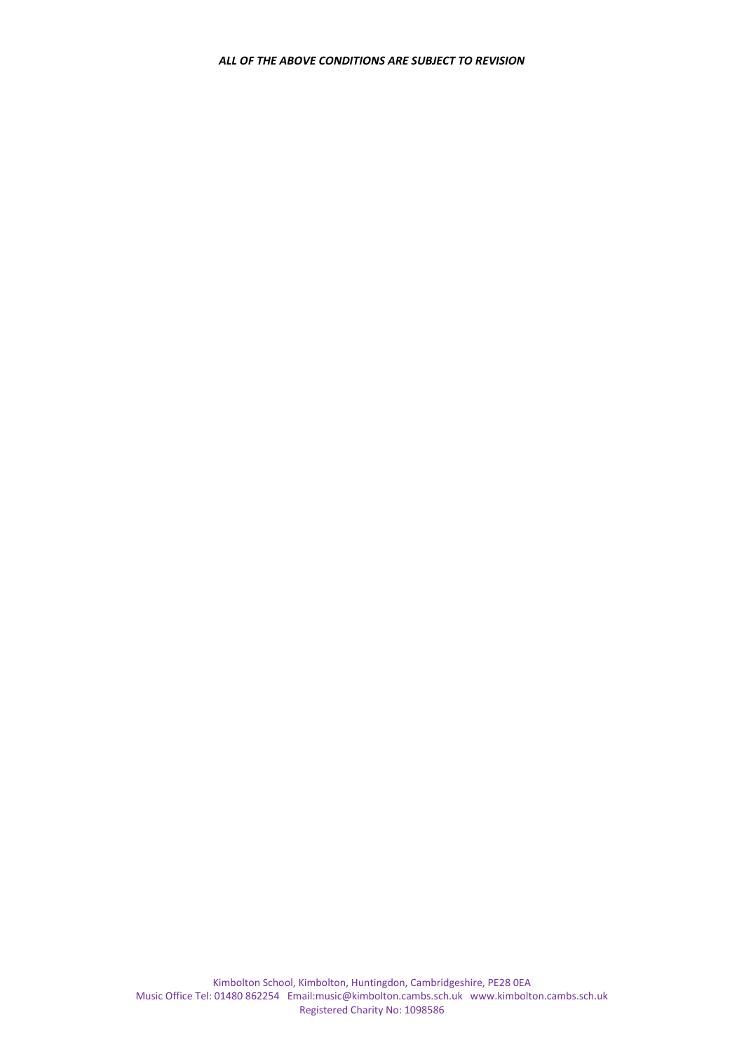***ALL OF THE ABOVE CONDITIONS ARE SUBJECT TO REVISION***